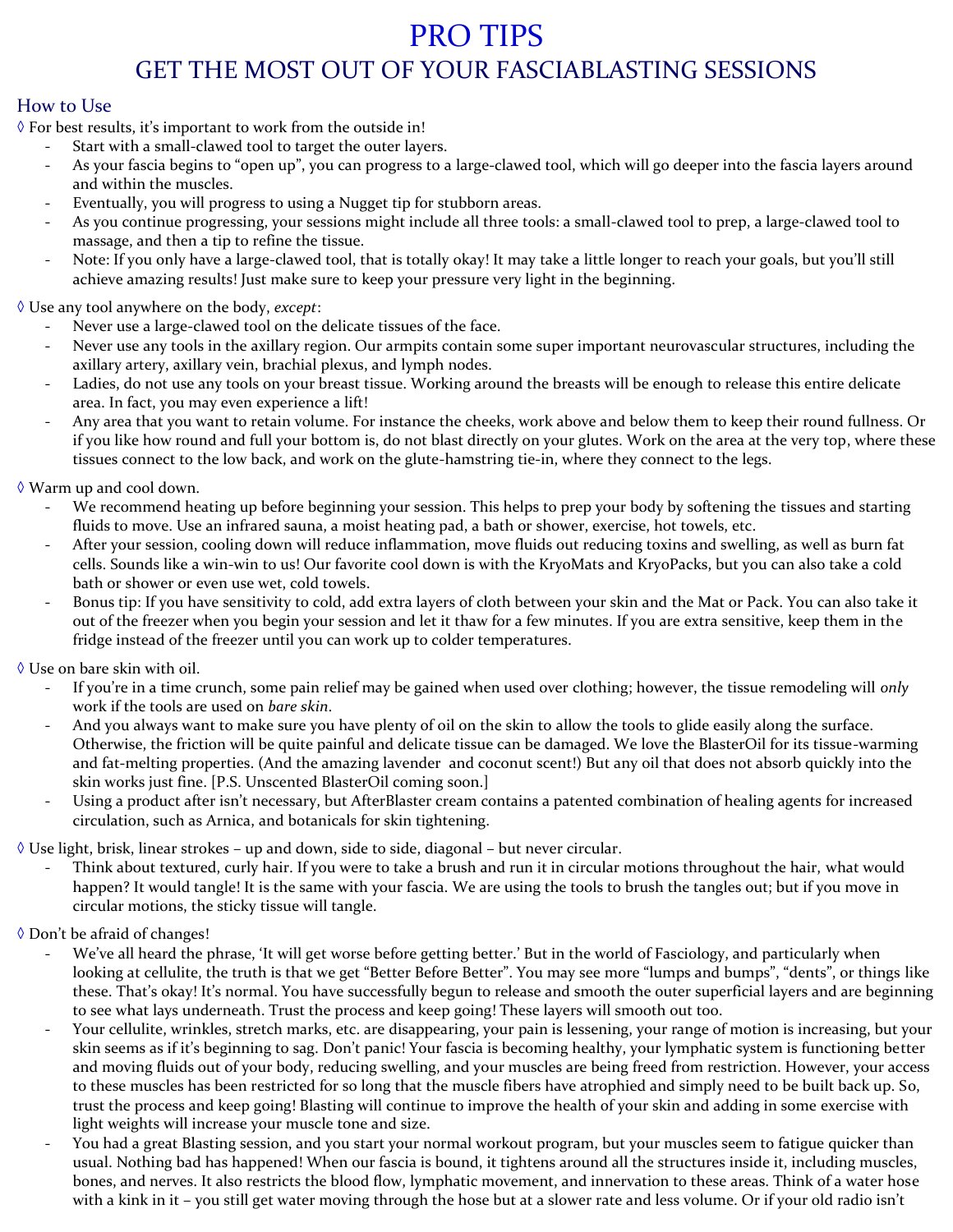# PRO TIPS

## GET THE MOST OUT OF YOUR FASCIABLASTING SESSIONS

### How to Use

◊ For best results, it's important to work from the outside in!

- Start with a small-clawed tool to target the outer layers.
- As your fascia begins to "open up", you can progress to a large-clawed tool, which will go deeper into the fascia layers around and within the muscles.
- Eventually, you will progress to using a Nugget tip for stubborn areas.
- As you continue progressing, your sessions might include all three tools: a small-clawed tool to prep, a large-clawed tool to massage, and then a tip to refine the tissue.
- Note: If you only have a large-clawed tool, that is totally okay! It may take a little longer to reach your goals, but you'll still achieve amazing results! Just make sure to keep your pressure very light in the beginning.

◊ Use any tool anywhere on the body, *except*:

- Never use a large-clawed tool on the delicate tissues of the face.
- Never use any tools in the axillary region. Our armpits contain some super important neurovascular structures, including the axillary artery, axillary vein, brachial plexus, and lymph nodes.
- Ladies, do not use any tools on your breast tissue. Working around the breasts will be enough to release this entire delicate area. In fact, you may even experience a lift!
- Any area that you want to retain volume. For instance the cheeks, work above and below them to keep their round fullness. Or if you like how round and full your bottom is, do not blast directly on your glutes. Work on the area at the very top, where these tissues connect to the low back, and work on the glute-hamstring tie-in, where they connect to the legs.

◊ Warm up and cool down.

- We recommend heating up before beginning your session. This helps to prep your body by softening the tissues and starting fluids to move. Use an infrared sauna, a moist heating pad, a bath or shower, exercise, hot towels, etc.
- After your session, cooling down will reduce inflammation, move fluids out reducing toxins and swelling, as well as burn fat cells. Sounds like a win-win to us! Our favorite cool down is with the KryoMats and KryoPacks, but you can also take a cold bath or shower or even use wet, cold towels.
- Bonus tip: If you have sensitivity to cold, add extra layers of cloth between your skin and the Mat or Pack. You can also take it out of the freezer when you begin your session and let it thaw for a few minutes. If you are extra sensitive, keep them in the fridge instead of the freezer until you can work up to colder temperatures.

◊ Use on bare skin with oil.

- If you're in a time crunch, some pain relief may be gained when used over clothing; however, the tissue remodeling will *only* work if the tools are used on *bare skin*.
- And you always want to make sure you have plenty of oil on the skin to allow the tools to glide easily along the surface. Otherwise, the friction will be quite painful and delicate tissue can be damaged. We love the BlasterOil for its tissue-warming and fat-melting properties. (And the amazing lavender and coconut scent!) But any oil that does not absorb quickly into the skin works just fine. [P.S. Unscented BlasterOil coming soon.]
- Using a product after isn't necessary, but AfterBlaster cream contains a patented combination of healing agents for increased circulation, such as Arnica, and botanicals for skin tightening.

◊ Use light, brisk, linear strokes – up and down, side to side, diagonal – but never circular.

- Think about textured, curly hair. If you were to take a brush and run it in circular motions throughout the hair, what would happen? It would tangle! It is the same with your fascia. We are using the tools to brush the tangles out; but if you move in circular motions, the sticky tissue will tangle.

◊ Don't be afraid of changes!

- We've all heard the phrase, 'It will get worse before getting better.' But in the world of Fasciology, and particularly when looking at cellulite, the truth is that we get "Better Before Better". You may see more "lumps and bumps", "dents", or things like these. That's okay! It's normal. You have successfully begun to release and smooth the outer superficial layers and are beginning to see what lays underneath. Trust the process and keep going! These layers will smooth out too.
- Your cellulite, wrinkles, stretch marks, etc. are disappearing, your pain is lessening, your range of motion is increasing, but your skin seems as if it's beginning to sag. Don't panic! Your fascia is becoming healthy, your lymphatic system is functioning better and moving fluids out of your body, reducing swelling, and your muscles are being freed from restriction. However, your access to these muscles has been restricted for so long that the muscle fibers have atrophied and simply need to be built back up. So, trust the process and keep going! Blasting will continue to improve the health of your skin and adding in some exercise with light weights will increase your muscle tone and size.
- You had a great Blasting session, and you start your normal workout program, but your muscles seem to fatigue quicker than usual. Nothing bad has happened! When our fascia is bound, it tightens around all the structures inside it, including muscles, bones, and nerves. It also restricts the blood flow, lymphatic movement, and innervation to these areas. Think of a water hose with a kink in it – you still get water moving through the hose but at a slower rate and less volume. Or if your old radio isn't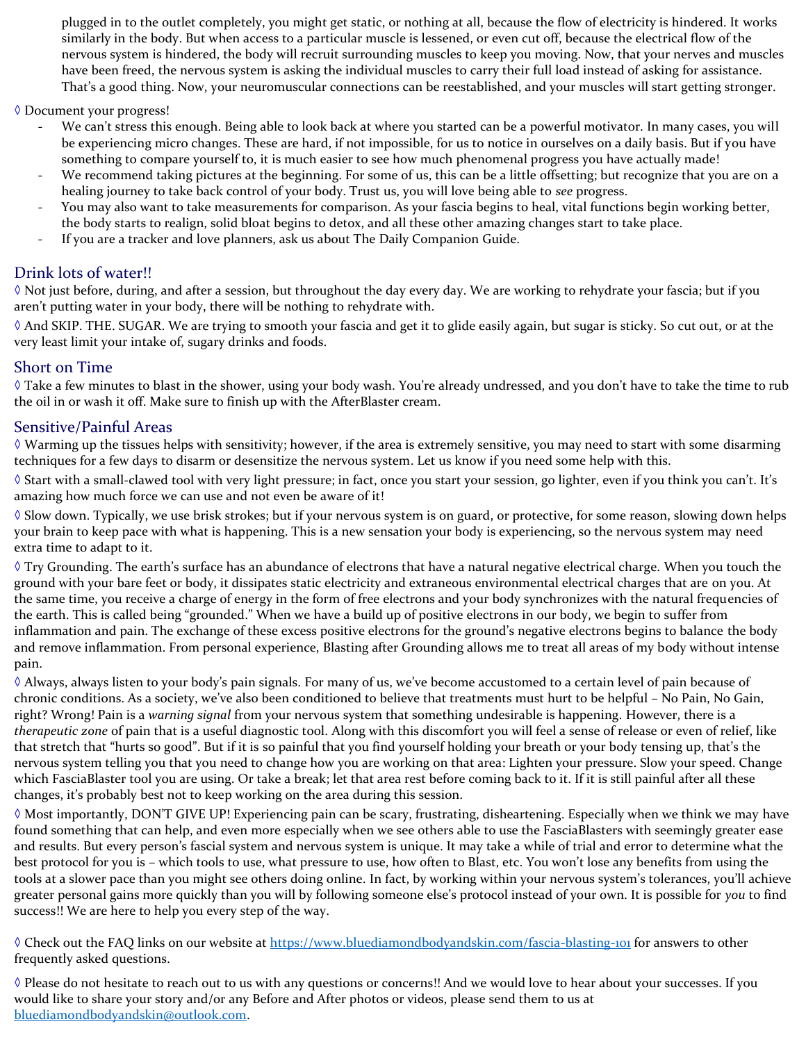plugged in to the outlet completely, you might get static, or nothing at all, because the flow of electricity is hindered. It works similarly in the body. But when access to a particular muscle is lessened, or even cut off, because the electrical flow of the nervous system is hindered, the body will recruit surrounding muscles to keep you moving. Now, that your nerves and muscles have been freed, the nervous system is asking the individual muscles to carry their full load instead of asking for assistance. That's a good thing. Now, your neuromuscular connections can be reestablished, and your muscles will start getting stronger.

◊ Document your progress!

- We can't stress this enough. Being able to look back at where you started can be a powerful motivator. In many cases, you will be experiencing micro changes. These are hard, if not impossible, for us to notice in ourselves on a daily basis. But if you have something to compare yourself to, it is much easier to see how much phenomenal progress you have actually made!
- We recommend taking pictures at the beginning. For some of us, this can be a little offsetting; but recognize that you are on a healing journey to take back control of your body. Trust us, you will love being able to *see* progress.
- You may also want to take measurements for comparison. As your fascia begins to heal, vital functions begin working better, the body starts to realign, solid bloat begins to detox, and all these other amazing changes start to take place.
- If you are a tracker and love planners, ask us about The Daily Companion Guide.

## Drink lots of water!!

◊ Not just before, during, and after a session, but throughout the day every day. We are working to rehydrate your fascia; but if you aren't putting water in your body, there will be nothing to rehydrate with.

◊ And SKIP. THE. SUGAR. We are trying to smooth your fascia and get it to glide easily again, but sugar is sticky. So cut out, or at the very least limit your intake of, sugary drinks and foods.

## Short on Time

◊ Take a few minutes to blast in the shower, using your body wash. You're already undressed, and you don't have to take the time to rub the oil in or wash it off. Make sure to finish up with the AfterBlaster cream.

## Sensitive/Painful Areas

◊ Warming up the tissues helps with sensitivity; however, if the area is extremely sensitive, you may need to start with some disarming techniques for a few days to disarm or desensitize the nervous system. Let us know if you need some help with this.

◊ Start with a small-clawed tool with very light pressure; in fact, once you start your session, go lighter, even if you think you can't. It's amazing how much force we can use and not even be aware of it!

◊ Slow down. Typically, we use brisk strokes; but if your nervous system is on guard, or protective, for some reason, slowing down helps your brain to keep pace with what is happening. This is a new sensation your body is experiencing, so the nervous system may need extra time to adapt to it.

◊ Try Grounding. The earth's surface has an abundance of electrons that have a natural negative electrical charge. When you touch the ground with your bare feet or body, it dissipates static electricity and extraneous environmental electrical charges that are on you. At the same time, you receive a charge of energy in the form of free electrons and your body synchronizes with the natural frequencies of the earth. This is called being "grounded." When we have a build up of positive electrons in our body, we begin to suffer from inflammation and pain. The exchange of these excess positive electrons for the ground's negative electrons begins to balance the body and remove inflammation. From personal experience, Blasting after Grounding allows me to treat all areas of my body without intense pain.

◊ Always, always listen to your body's pain signals. For many of us, we've become accustomed to a certain level of pain because of chronic conditions. As a society, we've also been conditioned to believe that treatments must hurt to be helpful – No Pain, No Gain, right? Wrong! Pain is a *warning signal* from your nervous system that something undesirable is happening. However, there is a *therapeutic zone* of pain that is a useful diagnostic tool. Along with this discomfort you will feel a sense of release or even of relief, like that stretch that "hurts so good". But if it is so painful that you find yourself holding your breath or your body tensing up, that's the nervous system telling you that you need to change how you are working on that area: Lighten your pressure. Slow your speed. Change which FasciaBlaster tool you are using. Or take a break; let that area rest before coming back to it. If it is still painful after all these changes, it's probably best not to keep working on the area during this session.

◊ Most importantly, DON'T GIVE UP! Experiencing pain can be scary, frustrating, disheartening. Especially when we think we may have found something that can help, and even more especially when we see others able to use the FasciaBlasters with seemingly greater ease and results. But every person's fascial system and nervous system is unique. It may take a while of trial and error to determine what the best protocol for you is – which tools to use, what pressure to use, how often to Blast, etc. You won't lose any benefits from using the tools at a slower pace than you might see others doing online. In fact, by working within your nervous system's tolerances, you'll achieve greater personal gains more quickly than you will by following someone else's protocol instead of your own. It is possible for *you* to find success!! We are here to help you every step of the way.

◊ Check out the FAQ links on our website at https://www.bluediamondbodyandskin.com/fascia-blasting-101 for answers to other frequently asked questions.

◊ Please do not hesitate to reach out to us with any questions or concerns!! And we would love to hear about your successes. If you would like to share your story and/or any Before and After photos or videos, please send them to us at bluediamondbodyandskin@outlook.com.